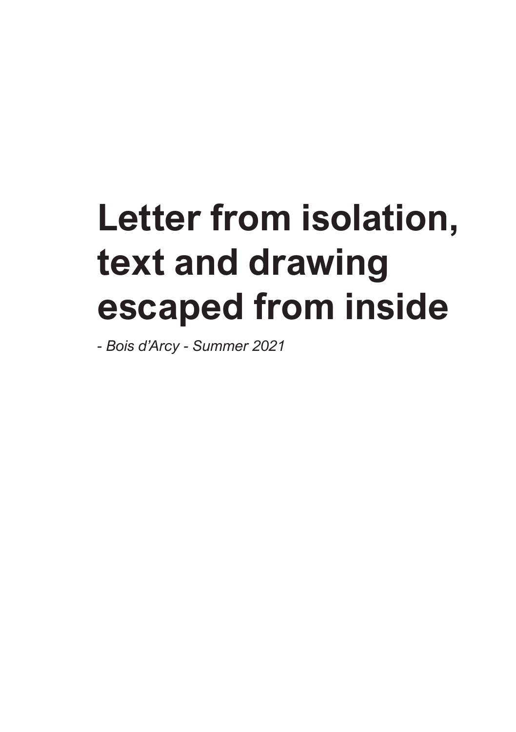# Letter from isolation, text and drawing escaped from inside

*- Bois d'Arcy - Summer 2021*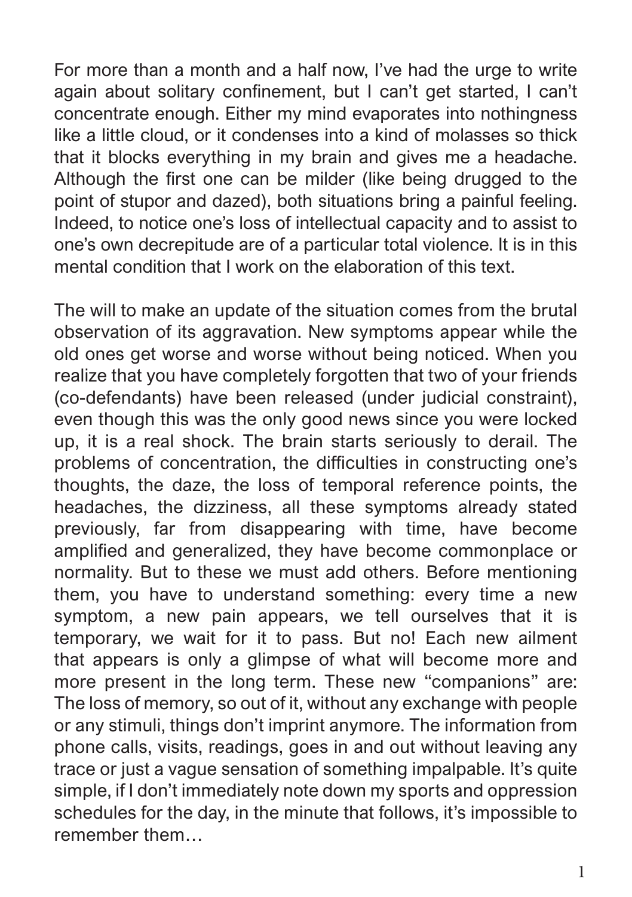For more than a month and a half now, I've had the urge to write again about solitary confinement, but I can't get started, I can't concentrate enough. Either my mind evaporates into nothingness like a little cloud, or it condenses into a kind of molasses so thick that it blocks everything in my brain and gives me a headache. Although the first one can be milder (like being drugged to the point of stupor and dazed), both situations bring a painful feeling. Indeed, to notice one's loss of intellectual capacity and to assist to one's own decrepitude are of a particular total violence. It is in this mental condition that I work on the elaboration of this text.

The will to make an update of the situation comes from the brutal observation of its aggravation. New symptoms appear while the old ones get worse and worse without being noticed. When you realize that you have completely forgotten that two of your friends (co-defendants) have been released (under judicial constraint), even though this was the only good news since you were locked up, it is a real shock. The brain starts seriously to derail. The problems of concentration, the difficulties in constructing one's thoughts, the daze, the loss of temporal reference points, the headaches, the dizziness, all these symptoms already stated previously, far from disappearing with time, have become amplified and generalized, they have become commonplace or normality. But to these we must add others. Before mentioning them, you have to understand something: every time a new symptom, a new pain appears, we tell ourselves that it is temporary, we wait for it to pass. But no! Each new ailment that appears is only a glimpse of what will become more and more present in the long term. These new "companions" are: The loss of memory, so out of it, without any exchange with people or any stimuli, things don't imprint anymore. The information from phone calls, visits, readings, goes in and out without leaving any trace or just a vague sensation of something impalpable. It's quite simple, if I don't immediately note down my sports and oppression schedules for the day, in the minute that follows, it's impossible to remember them…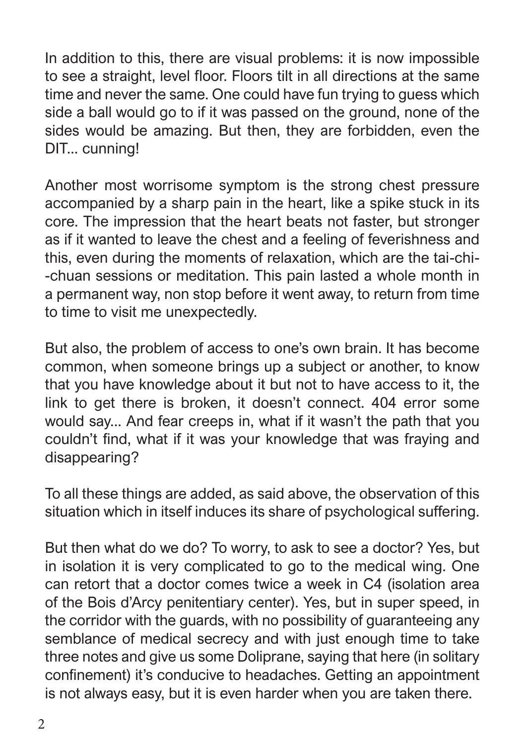In addition to this, there are visual problems: it is now impossible to see a straight, level floor. Floors tilt in all directions at the same time and never the same. One could have fun trying to guess which side a ball would go to if it was passed on the ground, none of the sides would be amazing. But then, they are forbidden, even the DIT... cunning!

Another most worrisome symptom is the strong chest pressure accompanied by a sharp pain in the heart, like a spike stuck in its core. The impression that the heart beats not faster, but stronger as if it wanted to leave the chest and a feeling of feverishness and this, even during the moments of relaxation, which are the tai-chi--chuan sessions or meditation. This pain lasted a whole month in a permanent way, non stop before it went away, to return from time to time to visit me unexpectedly.

But also, the problem of access to one's own brain. It has become common, when someone brings up a subject or another, to know that you have knowledge about it but not to have access to it, the link to get there is broken, it doesn't connect. 404 error some would say... And fear creeps in, what if it wasn't the path that you couldn't find, what if it was your knowledge that was fraying and disappearing?

To all these things are added, as said above, the observation of this situation which in itself induces its share of psychological suffering.

But then what do we do? To worry, to ask to see a doctor? Yes, but in isolation it is very complicated to go to the medical wing. One can retort that a doctor comes twice a week in C4 (isolation area of the Bois d'Arcy penitentiary center). Yes, but in super speed, in the corridor with the guards, with no possibility of guaranteeing any semblance of medical secrecy and with just enough time to take three notes and give us some Doliprane, saying that here (in solitary confinement) it's conducive to headaches. Getting an appointment is not always easy, but it is even harder when you are taken there.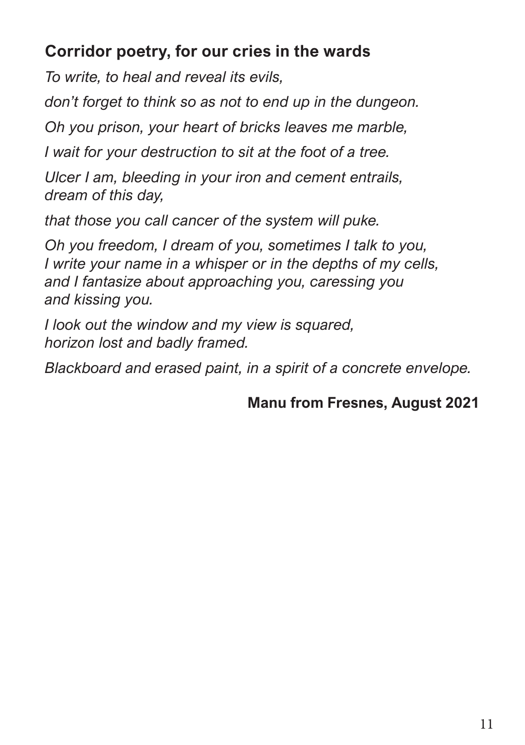## Corridor poetry, for our cries in the wards

*To write, to heal and reveal its evils,*

*don't forget to think so as not to end up in the dungeon.*

*Oh you prison, your heart of bricks leaves me marble,*

*I wait for your destruction to sit at the foot of a tree.*

*Ulcer I am, bleeding in your iron and cement entrails,*
*dream of this day,*

*that those you call cancer of the system will puke.*

*Oh you freedom, I dream of you, sometimes I talk to you,*
*I write your name in a whisper or in the depths of my cells,*
*and I fantasize about approaching you, caressing you*
*and kissing you.*

*I look out the window and my view is squared,*
*horizon lost and badly framed.*

*Blackboard and erased paint, in a spirit of a concrete envelope.*

**Manu from Fresnes, August 2021**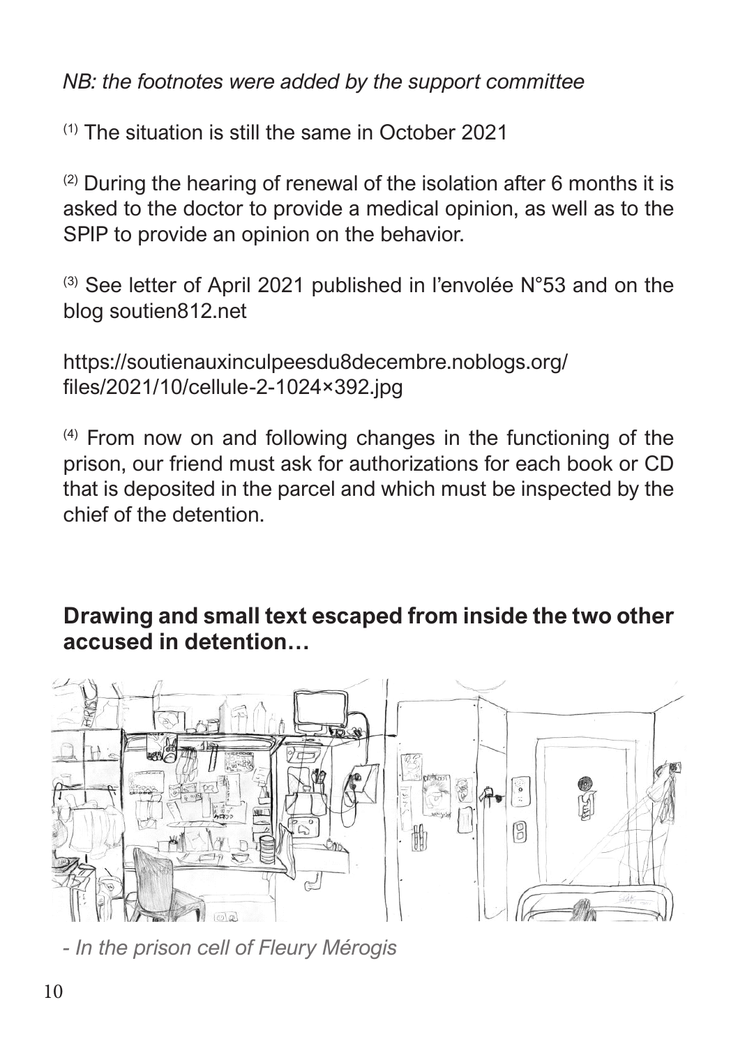*NB: the footnotes were added by the support committee*

[1] The situation is still the same in October 2021

[2] During the hearing of renewal of the isolation after 6 months it is asked to the doctor to provide a medical opinion, as well as to the SPIP to provide an opinion on the behavior.

[3] See letter of April 2021 published in l'envolée N°53 and on the blog soutien812.net

https://soutienauxinculpeesdu8decembre.noblogs.org/files/2021/10/cellule-2-1024×392.jpg

[4] From now on and following changes in the functioning of the prison, our friend must ask for authorizations for each book or CD that is deposited in the parcel and which must be inspected by the chief of the detention.

## Drawing and small text escaped from inside the two other accused in detention…

*- In the prison cell of Fleury Mérogis*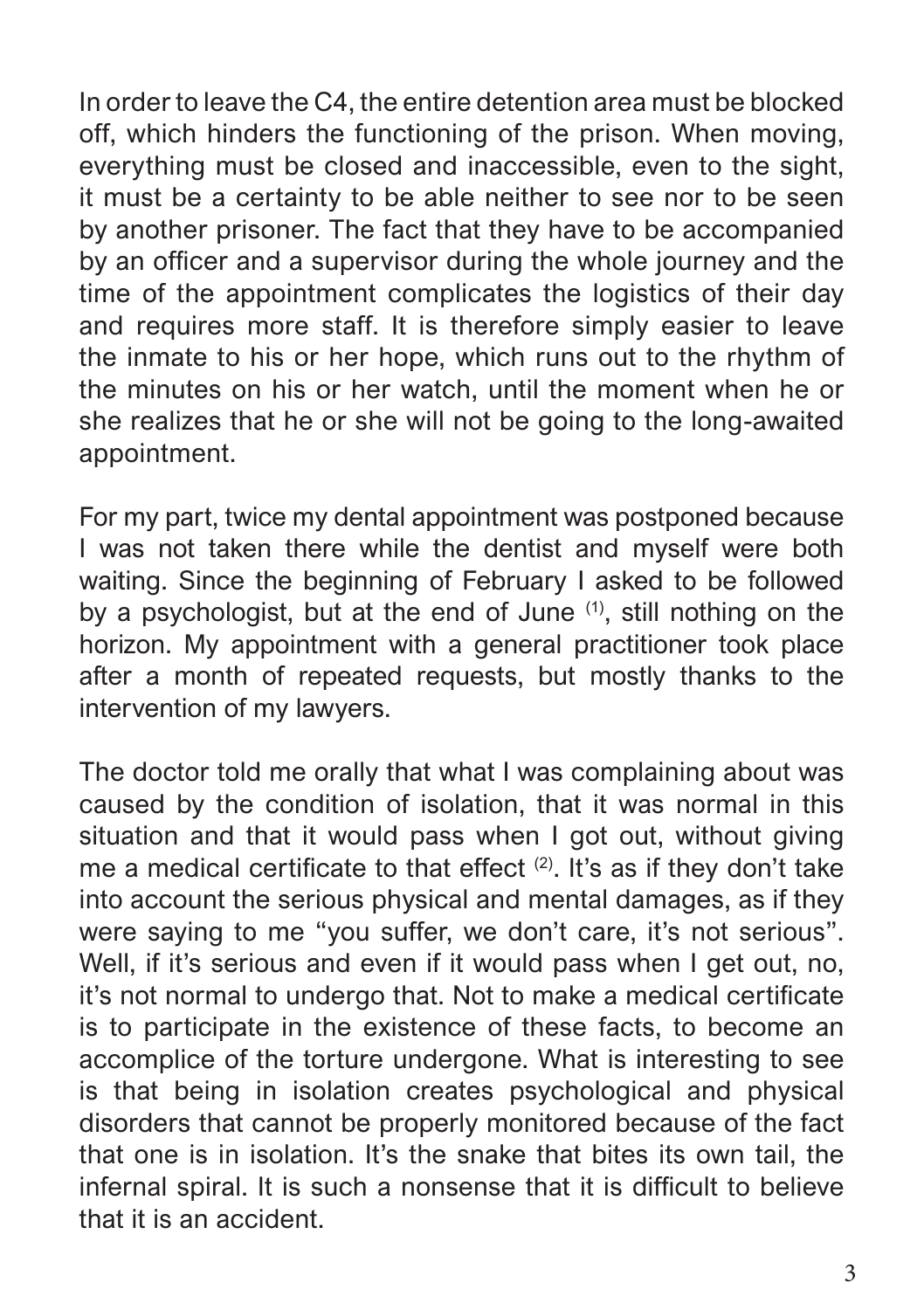In order to leave the C4, the entire detention area must be blocked off, which hinders the functioning of the prison. When moving, everything must be closed and inaccessible, even to the sight, it must be a certainty to be able neither to see nor to be seen by another prisoner. The fact that they have to be accompanied by an officer and a supervisor during the whole journey and the time of the appointment complicates the logistics of their day and requires more staff. It is therefore simply easier to leave the inmate to his or her hope, which runs out to the rhythm of the minutes on his or her watch, until the moment when he or she realizes that he or she will not be going to the long-awaited appointment.

For my part, twice my dental appointment was postponed because I was not taken there while the dentist and myself were both waiting. Since the beginning of February I asked to be followed by a psychologist, but at the end of June [(1)], still nothing on the horizon. My appointment with a general practitioner took place after a month of repeated requests, but mostly thanks to the intervention of my lawyers.

The doctor told me orally that what I was complaining about was caused by the condition of isolation, that it was normal in this situation and that it would pass when I got out, without giving me a medical certificate to that effect [(2)]. It's as if they don't take into account the serious physical and mental damages, as if they were saying to me "you suffer, we don't care, it's not serious". Well, if it's serious and even if it would pass when I get out, no, it's not normal to undergo that. Not to make a medical certificate is to participate in the existence of these facts, to become an accomplice of the torture undergone. What is interesting to see is that being in isolation creates psychological and physical disorders that cannot be properly monitored because of the fact that one is in isolation. It's the snake that bites its own tail, the infernal spiral. It is such a nonsense that it is difficult to believe that it is an accident.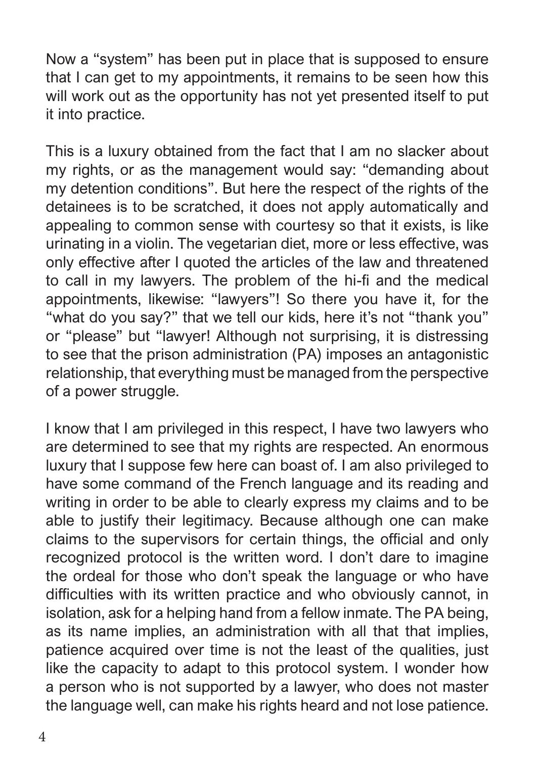Now a "system" has been put in place that is supposed to ensure that I can get to my appointments, it remains to be seen how this will work out as the opportunity has not yet presented itself to put it into practice.

This is a luxury obtained from the fact that I am no slacker about my rights, or as the management would say: "demanding about my detention conditions". But here the respect of the rights of the detainees is to be scratched, it does not apply automatically and appealing to common sense with courtesy so that it exists, is like urinating in a violin. The vegetarian diet, more or less effective, was only effective after I quoted the articles of the law and threatened to call in my lawyers. The problem of the hi-fi and the medical appointments, likewise: "lawyers"! So there you have it, for the "what do you say?" that we tell our kids, here it's not "thank you" or "please" but "lawyer! Although not surprising, it is distressing to see that the prison administration (PA) imposes an antagonistic relationship, that everything must be managed from the perspective of a power struggle.

I know that I am privileged in this respect, I have two lawyers who are determined to see that my rights are respected. An enormous luxury that I suppose few here can boast of. I am also privileged to have some command of the French language and its reading and writing in order to be able to clearly express my claims and to be able to justify their legitimacy. Because although one can make claims to the supervisors for certain things, the official and only recognized protocol is the written word. I don't dare to imagine the ordeal for those who don't speak the language or who have difficulties with its written practice and who obviously cannot, in isolation, ask for a helping hand from a fellow inmate. The PA being, as its name implies, an administration with all that that implies, patience acquired over time is not the least of the qualities, just like the capacity to adapt to this protocol system. I wonder how a person who is not supported by a lawyer, who does not master the language well, can make his rights heard and not lose patience.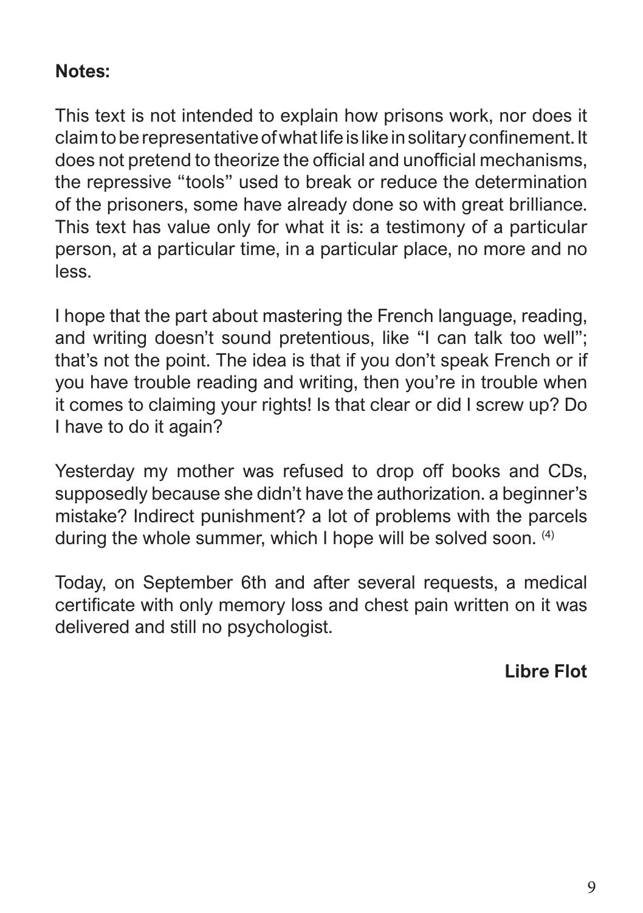**Notes:**

This text is not intended to explain how prisons work, nor does it claim to be representative of what life is like in solitary confinement. It does not pretend to theorize the official and unofficial mechanisms, the repressive "tools" used to break or reduce the determination of the prisoners, some have already done so with great brilliance. This text has value only for what it is: a testimony of a particular person, at a particular time, in a particular place, no more and no less.

I hope that the part about mastering the French language, reading, and writing doesn't sound pretentious, like "I can talk too well"; that's not the point. The idea is that if you don't speak French or if you have trouble reading and writing, then you're in trouble when it comes to claiming your rights! Is that clear or did I screw up? Do I have to do it again?

Yesterday my mother was refused to drop off books and CDs, supposedly because she didn't have the authorization. a beginner's mistake? Indirect punishment? a lot of problems with the parcels during the whole summer, which I hope will be solved soon. [4]

Today, on September 6th and after several requests, a medical certificate with only memory loss and chest pain written on it was delivered and still no psychologist.

**Libre Flot**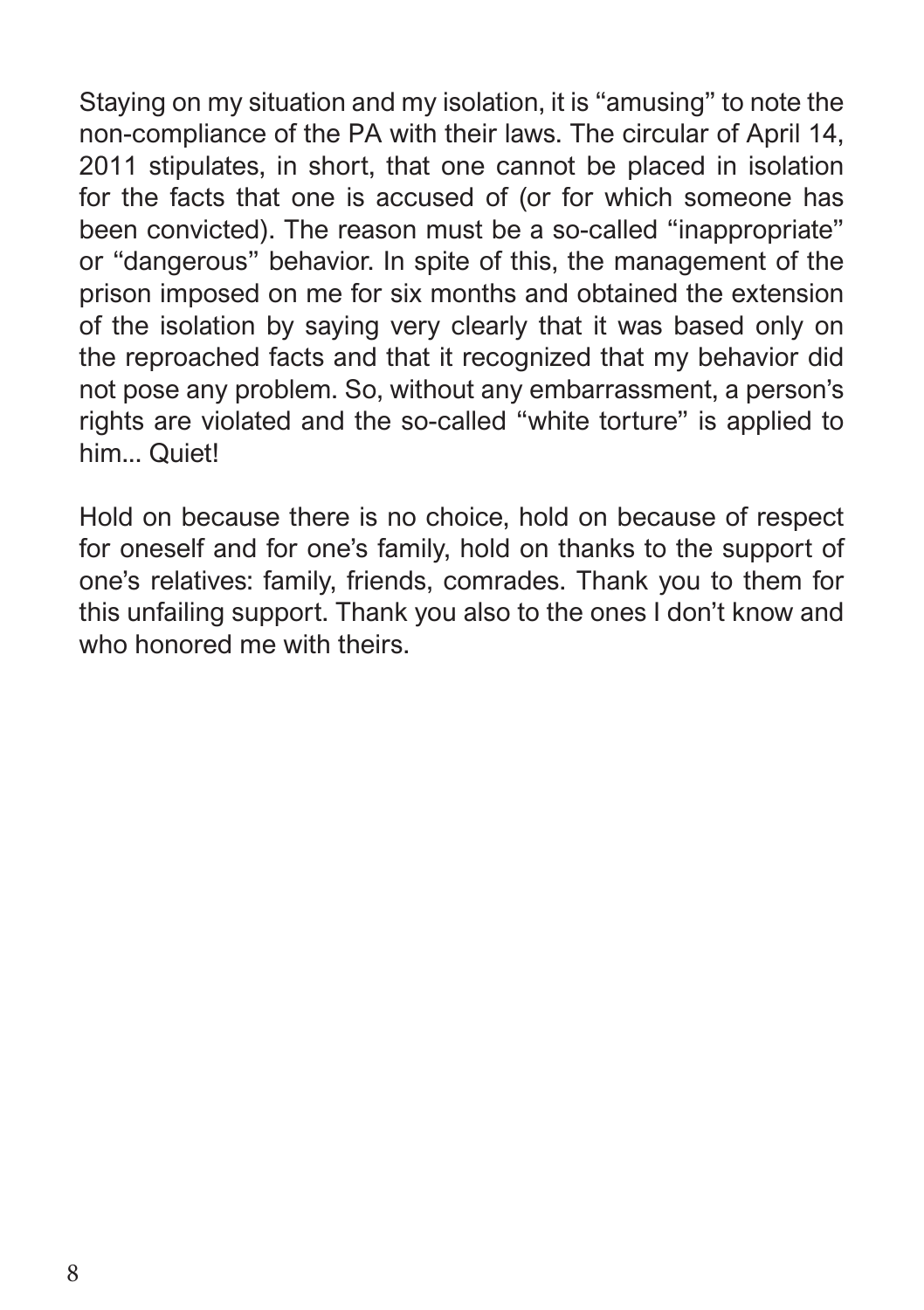Staying on my situation and my isolation, it is "amusing" to note the non-compliance of the PA with their laws. The circular of April 14, 2011 stipulates, in short, that one cannot be placed in isolation for the facts that one is accused of (or for which someone has been convicted). The reason must be a so-called "inappropriate" or "dangerous" behavior. In spite of this, the management of the prison imposed on me for six months and obtained the extension of the isolation by saying very clearly that it was based only on the reproached facts and that it recognized that my behavior did not pose any problem. So, without any embarrassment, a person's rights are violated and the so-called "white torture" is applied to him... Quiet!

Hold on because there is no choice, hold on because of respect for oneself and for one's family, hold on thanks to the support of one's relatives: family, friends, comrades. Thank you to them for this unfailing support. Thank you also to the ones I don't know and who honored me with theirs.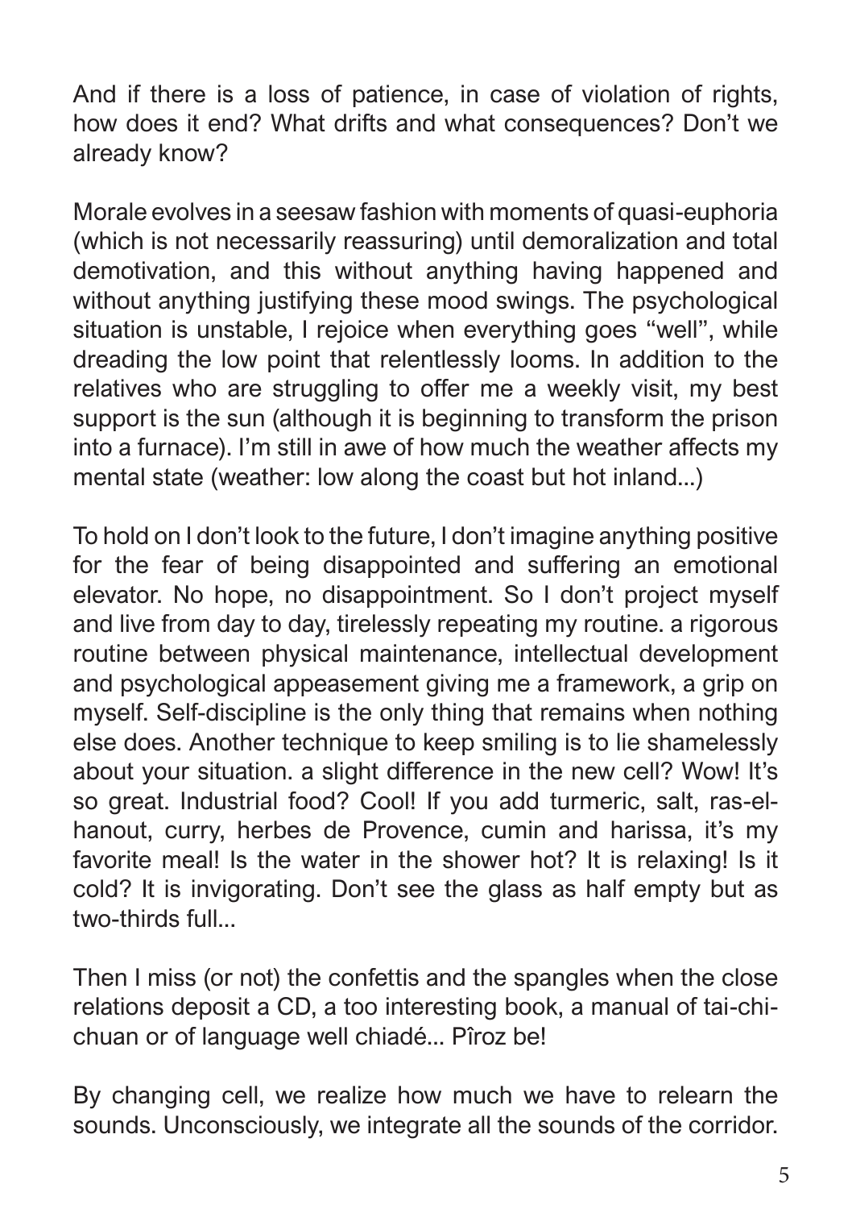And if there is a loss of patience, in case of violation of rights, how does it end? What drifts and what consequences? Don't we already know?

Morale evolves in a seesaw fashion with moments of quasi-euphoria (which is not necessarily reassuring) until demoralization and total demotivation, and this without anything having happened and without anything justifying these mood swings. The psychological situation is unstable, I rejoice when everything goes "well", while dreading the low point that relentlessly looms. In addition to the relatives who are struggling to offer me a weekly visit, my best support is the sun (although it is beginning to transform the prison into a furnace). I'm still in awe of how much the weather affects my mental state (weather: low along the coast but hot inland...)

To hold on I don't look to the future, I don't imagine anything positive for the fear of being disappointed and suffering an emotional elevator. No hope, no disappointment. So I don't project myself and live from day to day, tirelessly repeating my routine. a rigorous routine between physical maintenance, intellectual development and psychological appeasement giving me a framework, a grip on myself. Self-discipline is the only thing that remains when nothing else does. Another technique to keep smiling is to lie shamelessly about your situation. a slight difference in the new cell? Wow! It's so great. Industrial food? Cool! If you add turmeric, salt, ras-el-hanout, curry, herbes de Provence, cumin and harissa, it's my favorite meal! Is the water in the shower hot? It is relaxing! Is it cold? It is invigorating. Don't see the glass as half empty but as two-thirds full...

Then I miss (or not) the confettis and the spangles when the close relations deposit a CD, a too interesting book, a manual of tai-chi-chuan or of language well chiadé... Pîroz be!

By changing cell, we realize how much we have to relearn the sounds. Unconsciously, we integrate all the sounds of the corridor.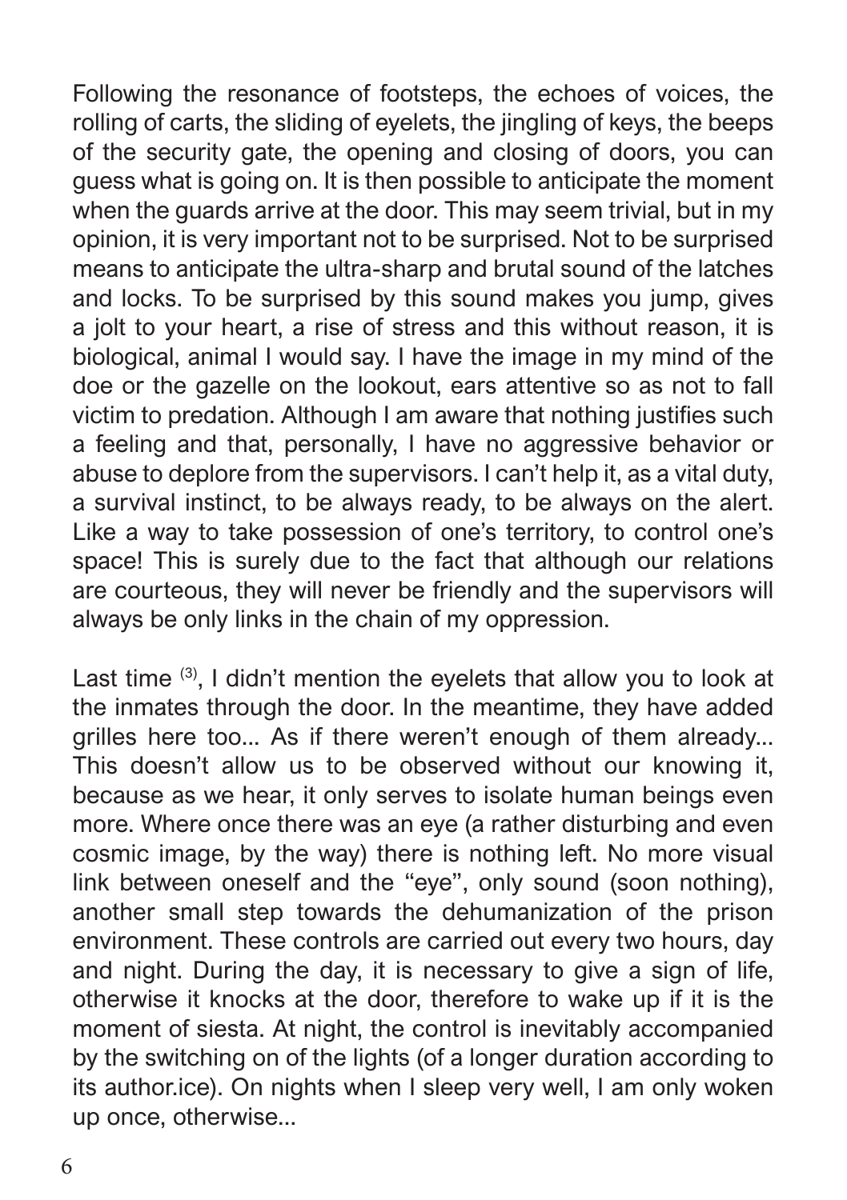Following the resonance of footsteps, the echoes of voices, the rolling of carts, the sliding of eyelets, the jingling of keys, the beeps of the security gate, the opening and closing of doors, you can guess what is going on. It is then possible to anticipate the moment when the guards arrive at the door. This may seem trivial, but in my opinion, it is very important not to be surprised. Not to be surprised means to anticipate the ultra-sharp and brutal sound of the latches and locks. To be surprised by this sound makes you jump, gives a jolt to your heart, a rise of stress and this without reason, it is biological, animal I would say. I have the image in my mind of the doe or the gazelle on the lookout, ears attentive so as not to fall victim to predation. Although I am aware that nothing justifies such a feeling and that, personally, I have no aggressive behavior or abuse to deplore from the supervisors. I can't help it, as a vital duty, a survival instinct, to be always ready, to be always on the alert. Like a way to take possession of one's territory, to control one's space! This is surely due to the fact that although our relations are courteous, they will never be friendly and the supervisors will always be only links in the chain of my oppression.

Last time [(3)], I didn't mention the eyelets that allow you to look at the inmates through the door. In the meantime, they have added grilles here too... As if there weren't enough of them already... This doesn't allow us to be observed without our knowing it, because as we hear, it only serves to isolate human beings even more. Where once there was an eye (a rather disturbing and even cosmic image, by the way) there is nothing left. No more visual link between oneself and the "eye", only sound (soon nothing), another small step towards the dehumanization of the prison environment. These controls are carried out every two hours, day and night. During the day, it is necessary to give a sign of life, otherwise it knocks at the door, therefore to wake up if it is the moment of siesta. At night, the control is inevitably accompanied by the switching on of the lights (of a longer duration according to its author.ice). On nights when I sleep very well, I am only woken up once, otherwise...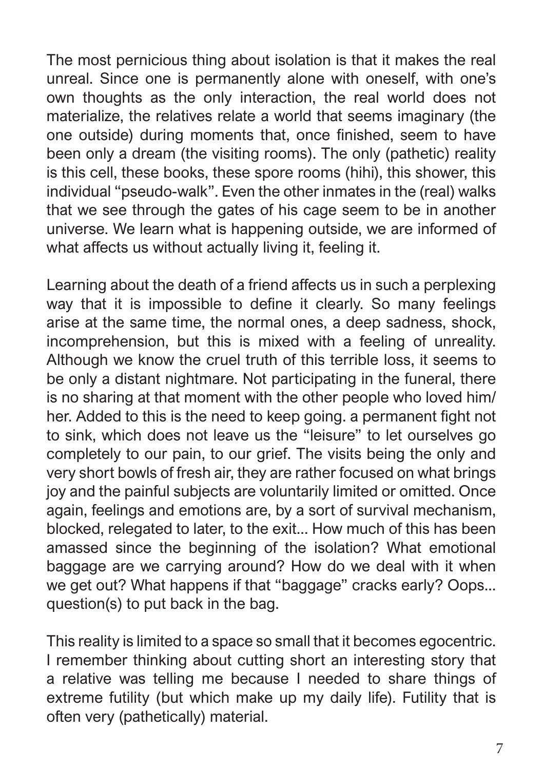The most pernicious thing about isolation is that it makes the real unreal. Since one is permanently alone with oneself, with one's own thoughts as the only interaction, the real world does not materialize, the relatives relate a world that seems imaginary (the one outside) during moments that, once finished, seem to have been only a dream (the visiting rooms). The only (pathetic) reality is this cell, these books, these spore rooms (hihi), this shower, this individual "pseudo-walk". Even the other inmates in the (real) walks that we see through the gates of his cage seem to be in another universe. We learn what is happening outside, we are informed of what affects us without actually living it, feeling it.

Learning about the death of a friend affects us in such a perplexing way that it is impossible to define it clearly. So many feelings arise at the same time, the normal ones, a deep sadness, shock, incomprehension, but this is mixed with a feeling of unreality. Although we know the cruel truth of this terrible loss, it seems to be only a distant nightmare. Not participating in the funeral, there is no sharing at that moment with the other people who loved him/her. Added to this is the need to keep going. a permanent fight not to sink, which does not leave us the "leisure" to let ourselves go completely to our pain, to our grief. The visits being the only and very short bowls of fresh air, they are rather focused on what brings joy and the painful subjects are voluntarily limited or omitted. Once again, feelings and emotions are, by a sort of survival mechanism, blocked, relegated to later, to the exit... How much of this has been amassed since the beginning of the isolation? What emotional baggage are we carrying around? How do we deal with it when we get out? What happens if that "baggage" cracks early? Oops... question(s) to put back in the bag.

This reality is limited to a space so small that it becomes egocentric. I remember thinking about cutting short an interesting story that a relative was telling me because I needed to share things of extreme futility (but which make up my daily life). Futility that is often very (pathetically) material.